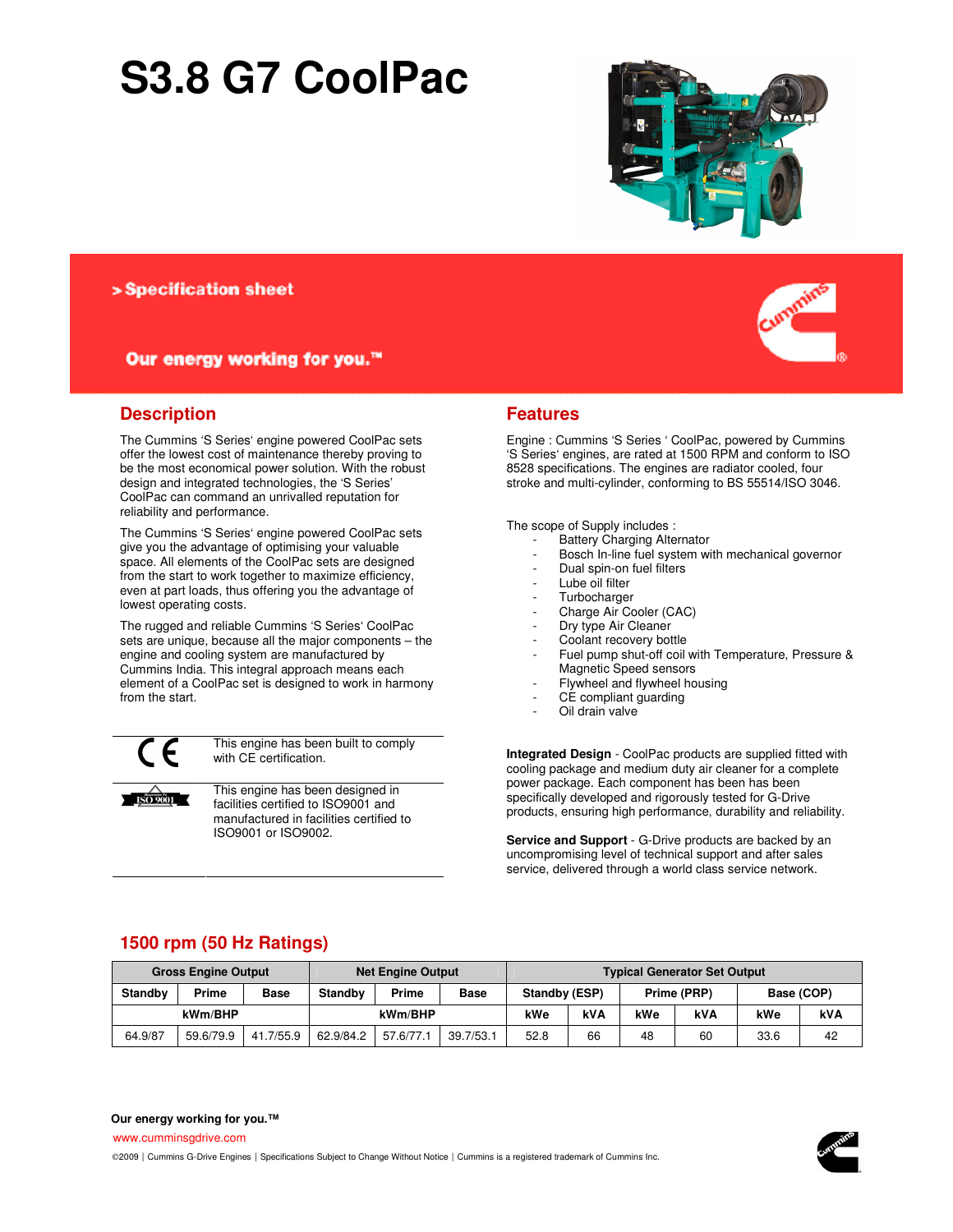# S3.8 G7 CoolPac

> Specification sheet

Our energy working for you.™

## Description

The Cummins 'S Series' engine powered CoolPac sets offer the lowest cost of maintenance thereby proving to be the most economical power solution. With the robust design and integrated technologies, the 'S Series' CoolPac can command an unrivalled reputation for reliability and performance.

The Cummins 'S Series' engine powered CoolPac sets give you the advantage of optimising your valuable space. All elements of the CoolPac sets are designed from the start to work together to maximize efficiency, even at part loads, thus offering you the advantage of lowest operating costs.

The rugged and reliable Cummins 'S Series' CoolPac sets are unique, because all the major components – the engine and cooling system are manufactured by Cummins India. This integral approach means each element of a CoolPac set is designed to work in harmony from the start.

This engine has been built to comply with CE certification.

This engine has been designed in facilities certified to ISO9001 and manufactured in facilities certified to ISO9001 or ISO9002.

## Features

Engine : Cummins 'S Series ' CoolPac, powered by Cummins 'S Series' engines, are rated at 1500 RPM and conform to ISO 8528 specifications. The engines are radiator cooled, four stroke and multi-cylinder, conforming to BS 55514/ISO 3046.

The scope of Supply includes :

- Battery Charging Alternator
- Bosch In-line fuel system with mechanical governor
- Dual spin-on fuel filters
- Lube oil filter
- Turbocharger
- Charge Air Cooler (CAC)
- Dry type Air Cleaner
- Coolant recovery bottle
- Fuel pump shut-off coil with Temperature, Pressure & Magnetic Speed sensors
- Flywheel and flywheel housing
- CE compliant guarding
- Oil drain valve

**Integrated Design** - CoolPac products are supplied fitted with cooling package and medium duty air cleaner for a complete power package. Each component has been has been specifically developed and rigorously tested for G-Drive products, ensuring high performance, durability and reliability.

**Service and Support** - G-Drive products are backed by an uncompromising level of technical support and after sales service, delivered through a world class service network.

## 1500 rpm (50 Hz Ratings)

| Gross Engine Output | | | Net Engine Output | | | Typical Generator Set Output | | | | | |
|---|---|---|---|---|---|---|---|---|---|---|---|
| Standby | Prime | Base | Standby | Prime | Base | Standby (ESP) | | Prime (PRP) | | Base (COP) | |
| kWm/BHP | | | kWm/BHP | | | kWe | kVA | kWe | kVA | kWe | kVA |
| 64.9/87 | 59.6/79.9 | 41.7/55.9 | 62.9/84.2 | 57.6/77.1 | 39.7/53.1 | 52.8 | 66 | 48 | 60 | 33.6 | 42 |

**Our energy working for you.™**

www.cumminsgdrive.com

©2009 | Cummins G-Drive Engines | Specifications Subject to Change Without Notice | Cummins is a registered trademark of Cummins Inc.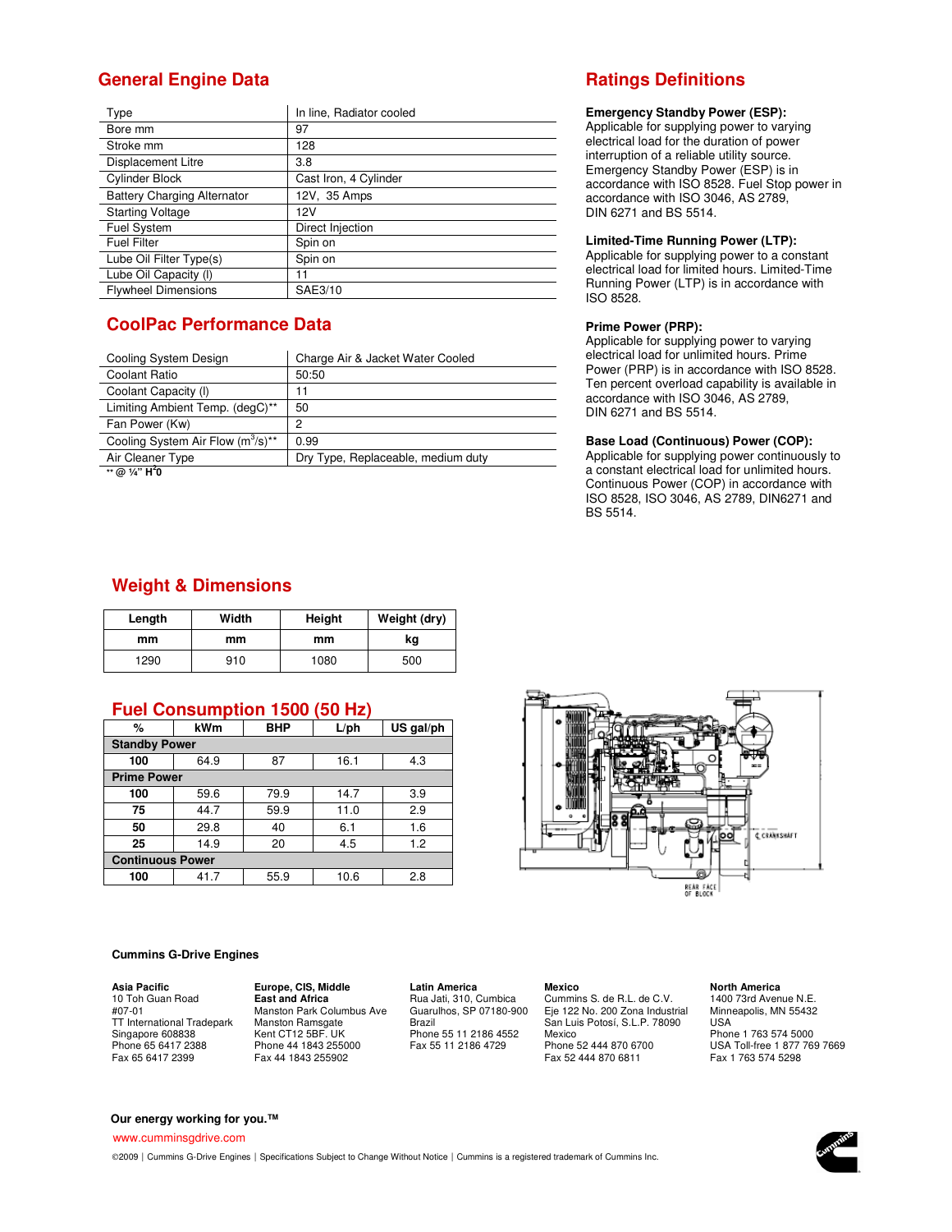## General Engine Data

| | |
|---|---|
| Type | In line, Radiator cooled |
| Bore mm | 97 |
| Stroke mm | 128 |
| Displacement Litre | 3.8 |
| Cylinder Block | Cast Iron, 4 Cylinder |
| Battery Charging Alternator | 12V, 35 Amps |
| Starting Voltage | 12V |
| Fuel System | Direct Injection |
| Fuel Filter | Spin on |
| Lube Oil Filter Type(s) | Spin on |
| Lube Oil Capacity (l) | 11 |
| Flywheel Dimensions | SAE3/10 |

## CoolPac Performance Data

| | |
|---|---|
| Cooling System Design | Charge Air & Jacket Water Cooled |
| Coolant Ratio | 50:50 |
| Coolant Capacity (l) | 11 |
| Limiting Ambient Temp. (degC)** | 50 |
| Fan Power (Kw) | 2 |
| Cooling System Air Flow ($m^3$/s)** | 0.99 |
| Air Cleaner Type | Dry Type, Replaceable, medium duty |

** @ ¼" $H^2 0$

## Ratings Definitions

**Emergency Standby Power (ESP):**
Applicable for supplying power to varying electrical load for the duration of power interruption of a reliable utility source. Emergency Standby Power (ESP) is in accordance with ISO 8528. Fuel Stop power in accordance with ISO 3046, AS 2789, DIN 6271 and BS 5514.

**Limited-Time Running Power (LTP):**
Applicable for supplying power to a constant electrical load for limited hours. Limited-Time Running Power (LTP) is in accordance with ISO 8528.

**Prime Power (PRP):**
Applicable for supplying power to varying electrical load for unlimited hours. Prime Power (PRP) is in accordance with ISO 8528. Ten percent overload capability is available in accordance with ISO 3046, AS 2789, DIN 6271 and BS 5514.

**Base Load (Continuous) Power (COP):**
Applicable for supplying power continuously to a constant electrical load for unlimited hours. Continuous Power (COP) in accordance with ISO 8528, ISO 3046, AS 2789, DIN6271 and BS 5514.

## Weight & Dimensions

| Length | Width | Height | Weight (dry) |
|---|---|---|---|
| mm | mm | mm | kg |
| 1290 | 910 | 1080 | 500 |

## Fuel Consumption 1500 (50 Hz)

| % | kWm | BHP | L/ph | US gal/ph |
|---|---|---|---|---|
| **Standby Power** | | | | |
| 100 | 64.9 | 87 | 16.1 | 4.3 |
| **Prime Power** | | | | |
| 100 | 59.6 | 79.9 | 14.7 | 3.9 |
| 75 | 44.7 | 59.9 | 11.0 | 2.9 |
| 50 | 29.8 | 40 | 6.1 | 1.6 |
| 25 | 14.9 | 20 | 4.5 | 1.2 |
| **Continuous Power** | | | | |
| 100 | 41.7 | 55.9 | 10.6 | 2.8 |

℄ CRANKSHAFT

REAR FACE OF BLOCK

**Cummins G-Drive Engines**

**Asia Pacific**
10 Toh Guan Road
#07-01
TT International Tradepark
Singapore 608838
Phone 65 6417 2388
Fax 65 6417 2399

**Europe, CIS, Middle East and Africa**
Manston Park Columbus Ave
Manston Ramsgate
Kent CT12 5BF. UK
Phone 44 1843 255000
Fax 44 1843 255902

**Latin America**
Rua Jati, 310, Cumbica
Guarulhos, SP 07180-900
Brazil
Phone 55 11 2186 4552
Fax 55 11 2186 4729

**Mexico**
Cummins S. de R.L. de C.V.
Eje 122 No. 200 Zona Industrial
San Luis Potosí, S.L.P. 78090
Mexico
Phone 52 444 870 6700
Fax 52 444 870 6811

**North America**
1400 73rd Avenue N.E.
Minneapolis, MN 55432
USA
Phone 1 763 574 5000
USA Toll-free 1 877 769 7669
Fax 1 763 574 5298

**Our energy working for you.™**

www.cumminsgdrive.com

©2009 | Cummins G-Drive Engines | Specifications Subject to Change Without Notice | Cummins is a registered trademark of Cummins Inc.